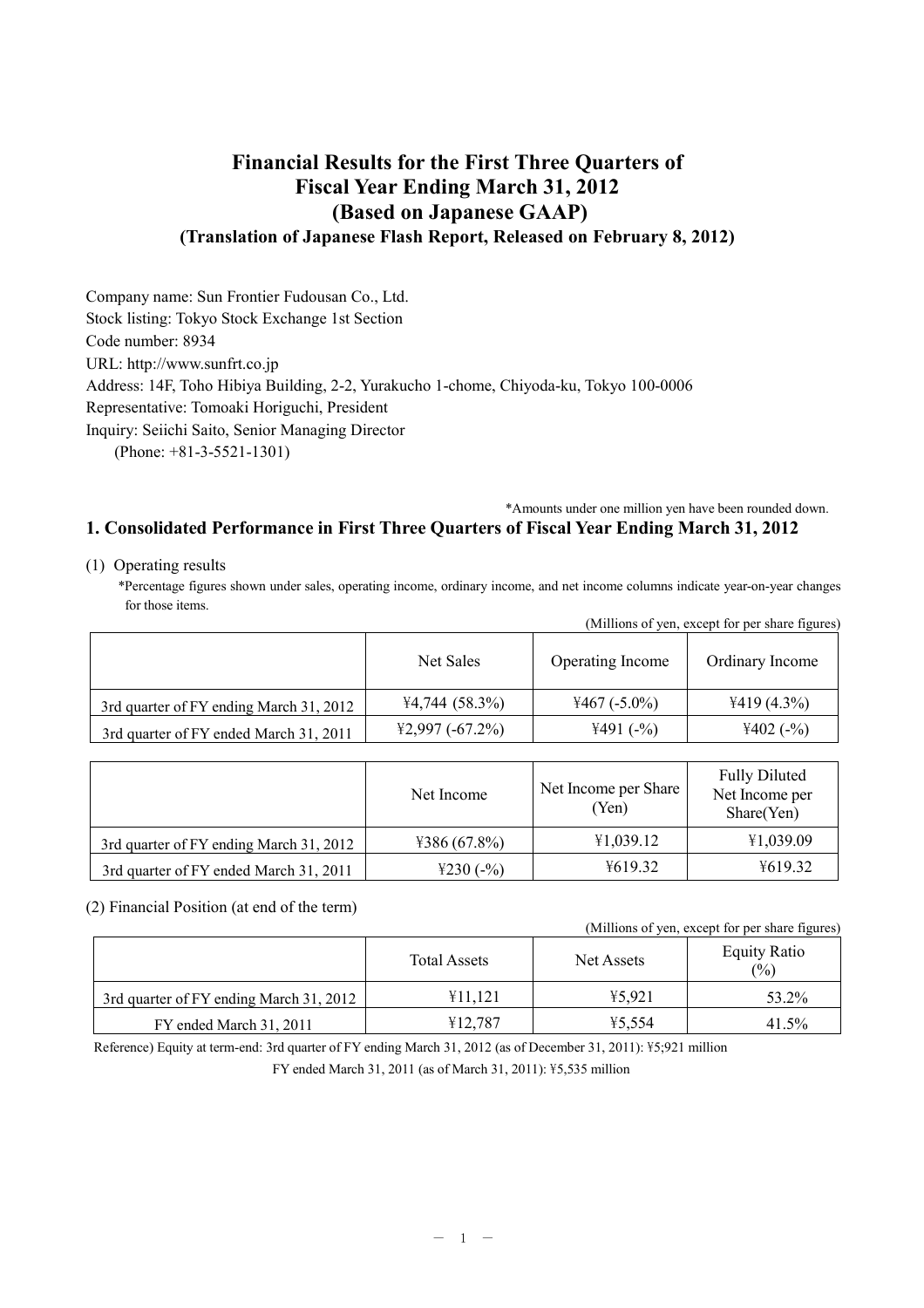# Financial Results for the First Three Quarters of Fiscal Year Ending March 31, 2012 (Based on Japanese GAAP)

**(Translation of Japanese Flash Report, Released on February 8, 2012)**

Company name: Sun Frontier Fudousan Co., Ltd.
Stock listing: Tokyo Stock Exchange 1st Section
Code number: 8934
URL: http://www.sunfrt.co.jp
Address: 14F, Toho Hibiya Building, 2-2, Yurakucho 1-chome, Chiyoda-ku, Tokyo 100-0006
Representative: Tomoaki Horiguchi, President
Inquiry: Seiichi Saito, Senior Managing Director
(Phone: +81-3-5521-1301)

*Amounts under one million yen have been rounded down.

## 1. Consolidated Performance in First Three Quarters of Fiscal Year Ending March 31, 2012

(1) Operating results

*Percentage figures shown under sales, operating income, ordinary income, and net income columns indicate year-on-year changes for those items.

(Millions of yen, except for per share figures)

| | Net Sales | Operating Income | Ordinary Income |
|---|---|---|---|
| 3rd quarter of FY ending March 31, 2012 | ¥4,744 (58.3%) | ¥467 (-5.0%) | ¥419 (4.3%) |
| 3rd quarter of FY ended March 31, 2011 | ¥2,997 (-67.2%) | ¥491 (-%) | ¥402 (-%) |

| | Net Income | Net Income per Share (Yen) | Fully Diluted Net Income per Share(Yen) |
|---|---|---|---|
| 3rd quarter of FY ending March 31, 2012 | ¥386 (67.8%) | ¥1,039.12 | ¥1,039.09 |
| 3rd quarter of FY ended March 31, 2011 | ¥230 (-%) | ¥619.32 | ¥619.32 |

(2) Financial Position (at end of the term)

(Millions of yen, except for per share figures)

| | Total Assets | Net Assets | Equity Ratio (%) |
|---|---|---|---|
| 3rd quarter of FY ending March 31, 2012 | ¥11,121 | ¥5,921 | 53.2% |
| FY ended March 31, 2011 | ¥12,787 | ¥5,554 | 41.5% |

Reference) Equity at term-end: 3rd quarter of FY ending March 31, 2012 (as of December 31, 2011): ¥5;921 million

FY ended March 31, 2011 (as of March 31, 2011): ¥5,535 million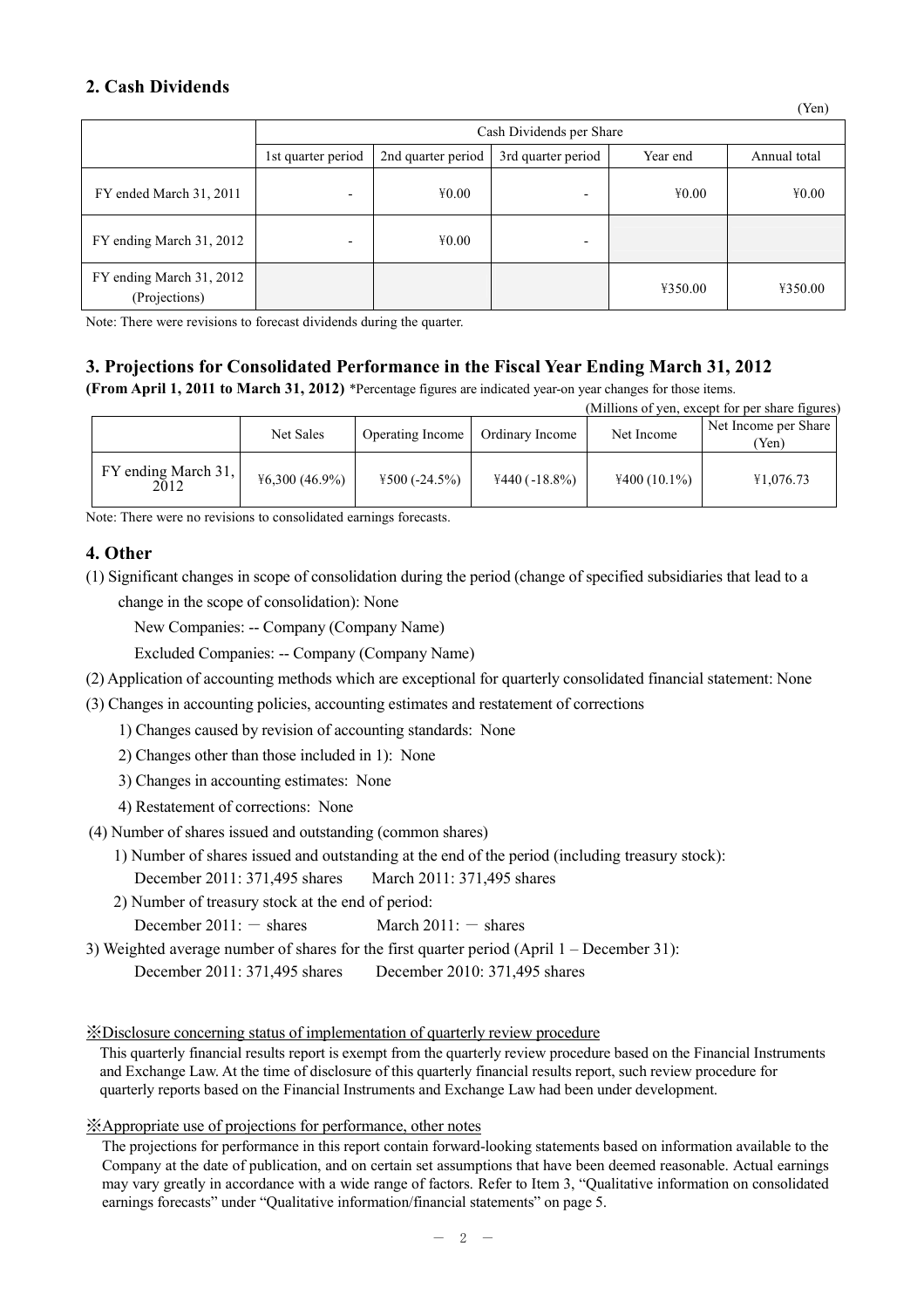## 2. Cash Dividends

(Yen)

| | Cash Dividends per Share | | | | |
|---|---|---|---|---|---|
| | 1st quarter period | 2nd quarter period | 3rd quarter period | Year end | Annual total |
| FY ended March 31, 2011 | - | ¥0.00 | - | ¥0.00 | ¥0.00 |
| FY ending March 31, 2012 | - | ¥0.00 | - | | |
| FY ending March 31, 2012 (Projections) | | | | ¥350.00 | ¥350.00 |

Note: There were revisions to forecast dividends during the quarter.

## 3. Projections for Consolidated Performance in the Fiscal Year Ending March 31, 2012

**(From April 1, 2011 to March 31, 2012)** *Percentage figures are indicated year-on year changes for those items.

(Millions of yen, except for per share figures)

| | Net Sales | Operating Income | Ordinary Income | Net Income | Net Income per Share (Yen) |
|---|---|---|---|---|---|
| FY ending March 31, 2012 | ¥6,300 (46.9%) | ¥500 (-24.5%) | ¥440 (-18.8%) | ¥400 (10.1%) | ¥1,076.73 |

Note: There were no revisions to consolidated earnings forecasts.

## 4. Other

(1) Significant changes in scope of consolidation during the period (change of specified subsidiaries that lead to a change in the scope of consolidation): None

New Companies: -- Company (Company Name)

Excluded Companies: -- Company (Company Name)

(2) Application of accounting methods which are exceptional for quarterly consolidated financial statement: None

(3) Changes in accounting policies, accounting estimates and restatement of corrections

1) Changes caused by revision of accounting standards: None

2) Changes other than those included in 1): None

3) Changes in accounting estimates: None

4) Restatement of corrections: None

(4) Number of shares issued and outstanding (common shares)

1) Number of shares issued and outstanding at the end of the period (including treasury stock):
December 2011: 371,495 shares March 2011: 371,495 shares

2) Number of treasury stock at the end of period:
December 2011: － shares March 2011: － shares

3) Weighted average number of shares for the first quarter period (April 1 – December 31):
December 2011: 371,495 shares December 2010: 371,495 shares

※Disclosure concerning status of implementation of quarterly review procedure

This quarterly financial results report is exempt from the quarterly review procedure based on the Financial Instruments and Exchange Law. At the time of disclosure of this quarterly financial results report, such review procedure for quarterly reports based on the Financial Instruments and Exchange Law had been under development.

※Appropriate use of projections for performance, other notes

The projections for performance in this report contain forward-looking statements based on information available to the Company at the date of publication, and on certain set assumptions that have been deemed reasonable. Actual earnings may vary greatly in accordance with a wide range of factors. Refer to Item 3, "Qualitative information on consolidated earnings forecasts" under "Qualitative information/financial statements" on page 5.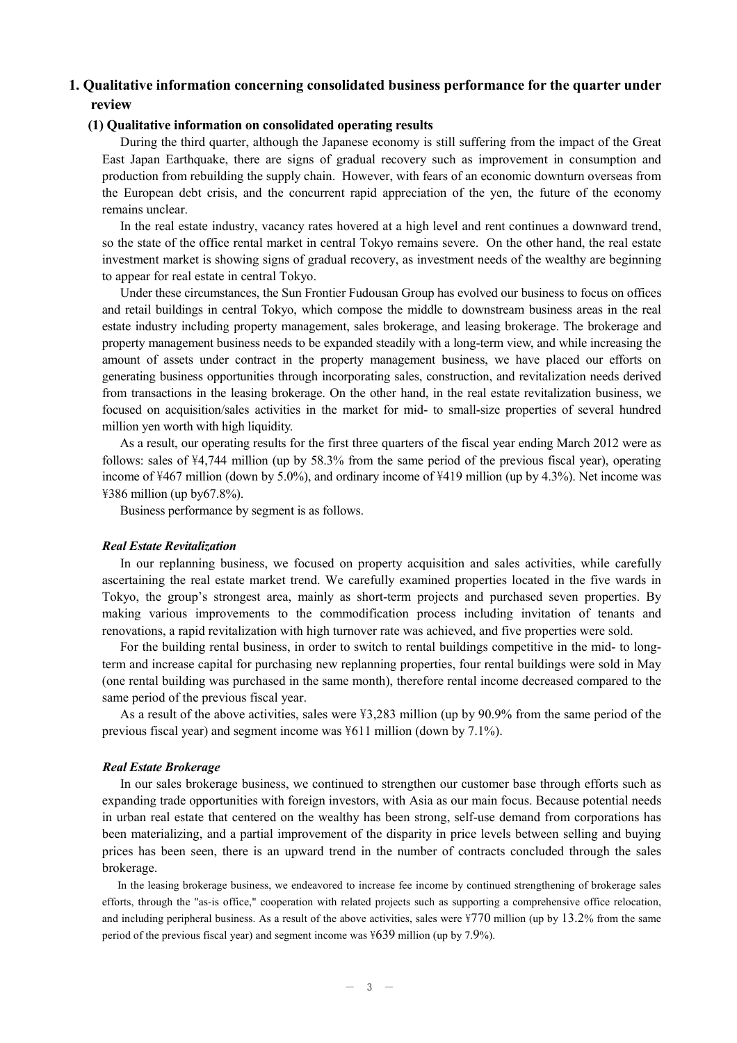## 1. Qualitative information concerning consolidated business performance for the quarter under review

### (1) Qualitative information on consolidated operating results

During the third quarter, although the Japanese economy is still suffering from the impact of the Great East Japan Earthquake, there are signs of gradual recovery such as improvement in consumption and production from rebuilding the supply chain. However, with fears of an economic downturn overseas from the European debt crisis, and the concurrent rapid appreciation of the yen, the future of the economy remains unclear.

In the real estate industry, vacancy rates hovered at a high level and rent continues a downward trend, so the state of the office rental market in central Tokyo remains severe. On the other hand, the real estate investment market is showing signs of gradual recovery, as investment needs of the wealthy are beginning to appear for real estate in central Tokyo.

Under these circumstances, the Sun Frontier Fudousan Group has evolved our business to focus on offices and retail buildings in central Tokyo, which compose the middle to downstream business areas in the real estate industry including property management, sales brokerage, and leasing brokerage. The brokerage and property management business needs to be expanded steadily with a long-term view, and while increasing the amount of assets under contract in the property management business, we have placed our efforts on generating business opportunities through incorporating sales, construction, and revitalization needs derived from transactions in the leasing brokerage. On the other hand, in the real estate revitalization business, we focused on acquisition/sales activities in the market for mid- to small-size properties of several hundred million yen worth with high liquidity.

As a result, our operating results for the first three quarters of the fiscal year ending March 2012 were as follows: sales of ¥4,744 million (up by 58.3% from the same period of the previous fiscal year), operating income of ¥467 million (down by 5.0%), and ordinary income of ¥419 million (up by 4.3%). Net income was ¥386 million (up by67.8%).

Business performance by segment is as follows.

#### *Real Estate Revitalization*

In our replanning business, we focused on property acquisition and sales activities, while carefully ascertaining the real estate market trend. We carefully examined properties located in the five wards in Tokyo, the group's strongest area, mainly as short-term projects and purchased seven properties. By making various improvements to the commodification process including invitation of tenants and renovations, a rapid revitalization with high turnover rate was achieved, and five properties were sold.

For the building rental business, in order to switch to rental buildings competitive in the mid- to long-term and increase capital for purchasing new replanning properties, four rental buildings were sold in May (one rental building was purchased in the same month), therefore rental income decreased compared to the same period of the previous fiscal year.

As a result of the above activities, sales were ¥3,283 million (up by 90.9% from the same period of the previous fiscal year) and segment income was ¥611 million (down by 7.1%).

#### *Real Estate Brokerage*

In our sales brokerage business, we continued to strengthen our customer base through efforts such as expanding trade opportunities with foreign investors, with Asia as our main focus. Because potential needs in urban real estate that centered on the wealthy has been strong, self-use demand from corporations has been materializing, and a partial improvement of the disparity in price levels between selling and buying prices has been seen, there is an upward trend in the number of contracts concluded through the sales brokerage.

In the leasing brokerage business, we endeavored to increase fee income by continued strengthening of brokerage sales efforts, through the "as-is office," cooperation with related projects such as supporting a comprehensive office relocation, and including peripheral business. As a result of the above activities, sales were ¥770 million (up by 13.2% from the same period of the previous fiscal year) and segment income was ¥639 million (up by 7.9%).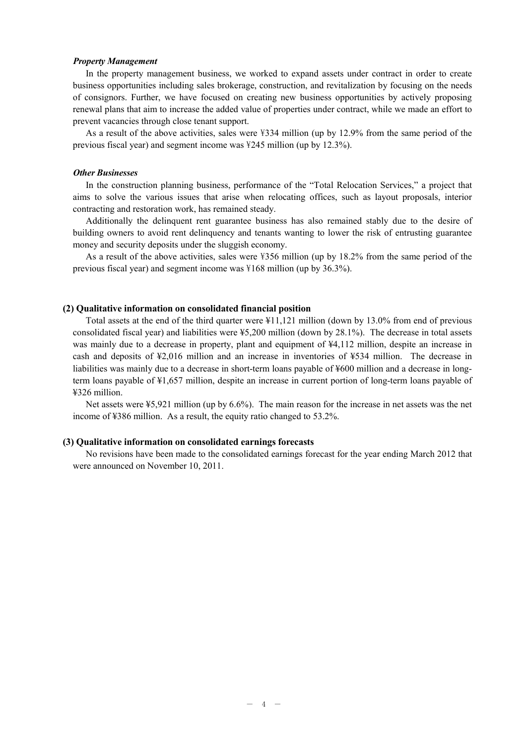***Property Management***

In the property management business, we worked to expand assets under contract in order to create business opportunities including sales brokerage, construction, and revitalization by focusing on the needs of consignors. Further, we have focused on creating new business opportunities by actively proposing renewal plans that aim to increase the added value of properties under contract, while we made an effort to prevent vacancies through close tenant support.

As a result of the above activities, sales were ¥334 million (up by 12.9% from the same period of the previous fiscal year) and segment income was ¥245 million (up by 12.3%).

***Other Businesses***

In the construction planning business, performance of the "Total Relocation Services," a project that aims to solve the various issues that arise when relocating offices, such as layout proposals, interior contracting and restoration work, has remained steady.

Additionally the delinquent rent guarantee business has also remained stably due to the desire of building owners to avoid rent delinquency and tenants wanting to lower the risk of entrusting guarantee money and security deposits under the sluggish economy.

As a result of the above activities, sales were ¥356 million (up by 18.2% from the same period of the previous fiscal year) and segment income was ¥168 million (up by 36.3%).

**(2) Qualitative information on consolidated financial position**

Total assets at the end of the third quarter were ¥11,121 million (down by 13.0% from end of previous consolidated fiscal year) and liabilities were ¥5,200 million (down by 28.1%). The decrease in total assets was mainly due to a decrease in property, plant and equipment of ¥4,112 million, despite an increase in cash and deposits of ¥2,016 million and an increase in inventories of ¥534 million. The decrease in liabilities was mainly due to a decrease in short-term loans payable of ¥600 million and a decrease in long-term loans payable of ¥1,657 million, despite an increase in current portion of long-term loans payable of ¥326 million.

Net assets were ¥5,921 million (up by 6.6%). The main reason for the increase in net assets was the net income of ¥386 million. As a result, the equity ratio changed to 53.2%.

**(3) Qualitative information on consolidated earnings forecasts**

No revisions have been made to the consolidated earnings forecast for the year ending March 2012 that were announced on November 10, 2011.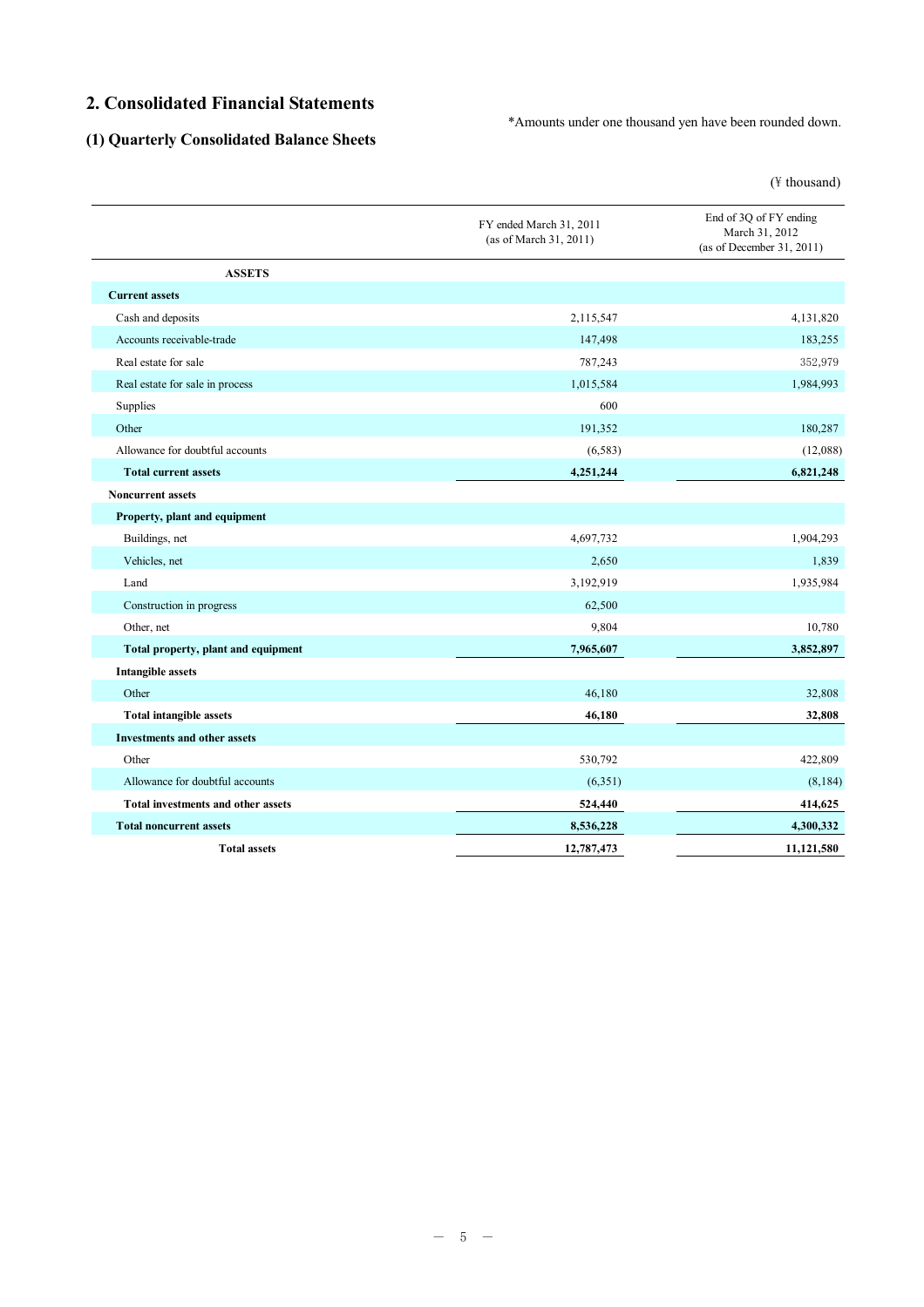## 2. Consolidated Financial Statements

*Amounts under one thousand yen have been rounded down.

### (1) Quarterly Consolidated Balance Sheets

(¥ thousand)

| | FY ended March 31, 2011 (as of March 31, 2011) | End of 3Q of FY ending March 31, 2012 (as of December 31, 2011) |
|---|---|---|
| **ASSETS** | | |
| **Current assets** | | |
| Cash and deposits | 2,115,547 | 4,131,820 |
| Accounts receivable-trade | 147,498 | 183,255 |
| Real estate for sale | 787,243 | 352,979 |
| Real estate for sale in process | 1,015,584 | 1,984,993 |
| Supplies | 600 | |
| Other | 191,352 | 180,287 |
| Allowance for doubtful accounts | (6,583) | (12,088) |
| **Total current assets** | **4,251,244** | **6,821,248** |
| **Noncurrent assets** | | |
| **Property, plant and equipment** | | |
| Buildings, net | 4,697,732 | 1,904,293 |
| Vehicles, net | 2,650 | 1,839 |
| Land | 3,192,919 | 1,935,984 |
| Construction in progress | 62,500 | |
| Other, net | 9,804 | 10,780 |
| **Total property, plant and equipment** | **7,965,607** | **3,852,897** |
| **Intangible assets** | | |
| Other | 46,180 | 32,808 |
| **Total intangible assets** | **46,180** | **32,808** |
| **Investments and other assets** | | |
| Other | 530,792 | 422,809 |
| Allowance for doubtful accounts | (6,351) | (8,184) |
| **Total investments and other assets** | **524,440** | **414,625** |
| **Total noncurrent assets** | **8,536,228** | **4,300,332** |
| **Total assets** | **12,787,473** | **11,121,580** |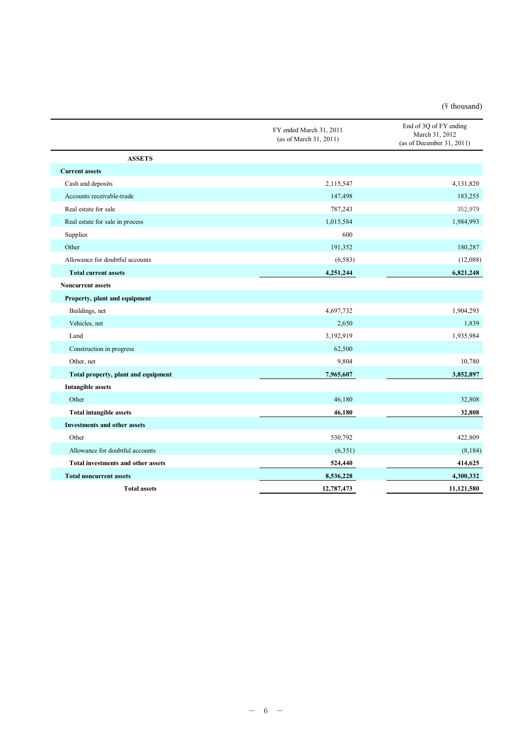(¥ thousand)

| | FY ended March 31, 2011 (as of March 31, 2011) | End of 3Q of FY ending March 31, 2012 (as of December 31, 2011) |
|---|---|---|
| **ASSETS** | | |
| **Current assets** | | |
| Cash and deposits | 2,115,547 | 4,131,820 |
| Accounts receivable-trade | 147,498 | 183,255 |
| Real estate for sale | 787,243 | 352,979 |
| Real estate for sale in process | 1,015,584 | 1,984,993 |
| Supplies | 600 | |
| Other | 191,352 | 180,287 |
| Allowance for doubtful accounts | (6,583) | (12,088) |
| **Total current assets** | **4,251,244** | **6,821,248** |
| **Noncurrent assets** | | |
| **Property, plant and equipment** | | |
| Buildings, net | 4,697,732 | 1,904,293 |
| Vehicles, net | 2,650 | 1,839 |
| Land | 3,192,919 | 1,935,984 |
| Construction in progress | 62,500 | |
| Other, net | 9,804 | 10,780 |
| **Total property, plant and equipment** | **7,965,607** | **3,852,897** |
| **Intangible assets** | | |
| Other | 46,180 | 32,808 |
| **Total intangible assets** | **46,180** | **32,808** |
| **Investments and other assets** | | |
| Other | 530,792 | 422,809 |
| Allowance for doubtful accounts | (6,351) | (8,184) |
| **Total investments and other assets** | **524,440** | **414,625** |
| **Total noncurrent assets** | **8,536,228** | **4,300,332** |
| **Total assets** | **12,787,473** | **11,121,580** |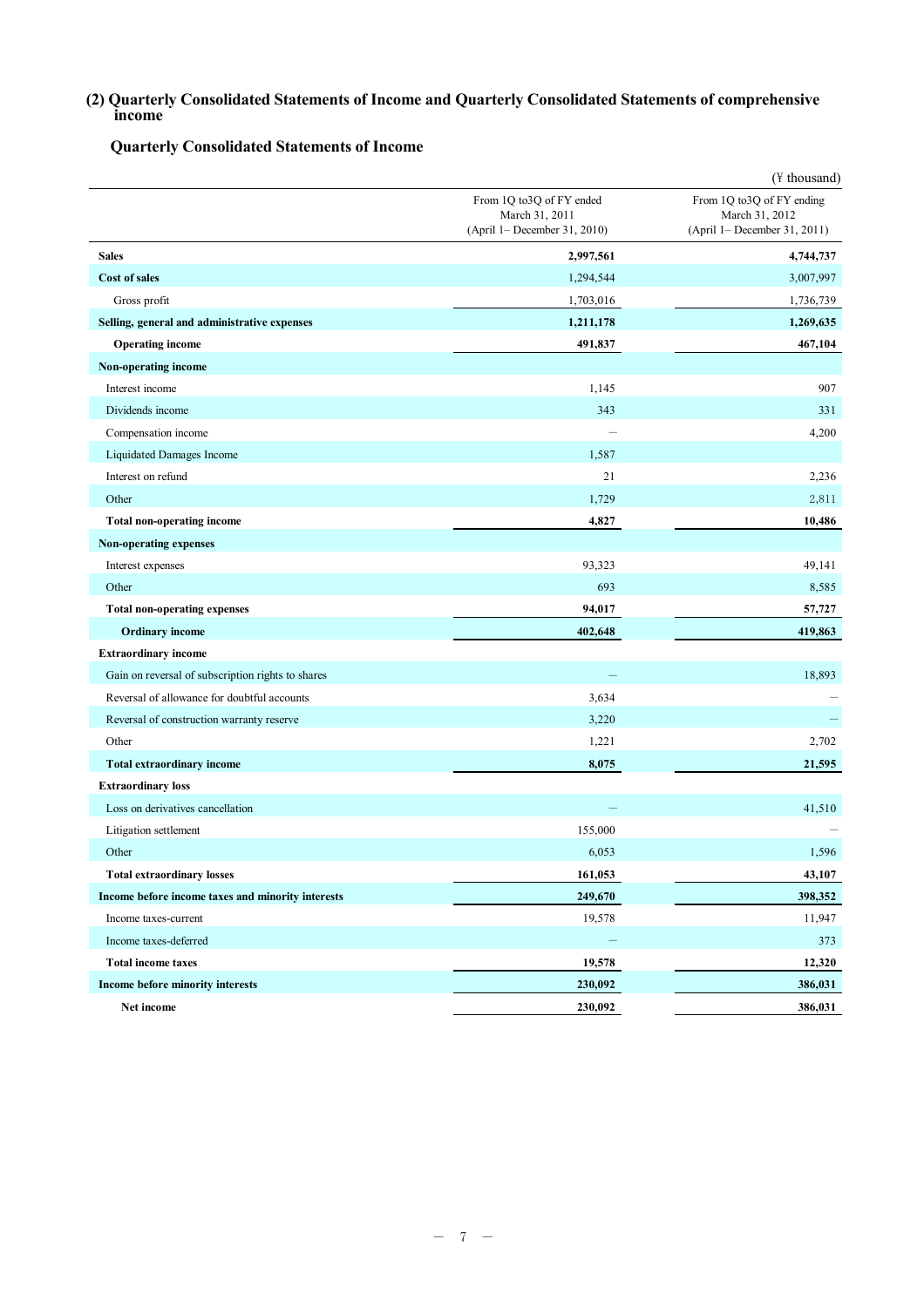## (2) Quarterly Consolidated Statements of Income and Quarterly Consolidated Statements of comprehensive income

### Quarterly Consolidated Statements of Income

(¥ thousand)

| | From 1Q to3Q of FY ended March 31, 2011 (April 1– December 31, 2010) | From 1Q to3Q of FY ending March 31, 2012 (April 1– December 31, 2011) |
|---|---|---|
| **Sales** | **2,997,561** | **4,744,737** |
| **Cost of sales** | 1,294,544 | 3,007,997 |
| Gross profit | 1,703,016 | 1,736,739 |
| **Selling, general and administrative expenses** | **1,211,178** | **1,269,635** |
| **Operating income** | **491,837** | **467,104** |
| **Non-operating income** | | |
| Interest income | 1,145 | 907 |
| Dividends income | 343 | 331 |
| Compensation income | — | 4,200 |
| Liquidated Damages Income | 1,587 | |
| Interest on refund | 21 | 2,236 |
| Other | 1,729 | 2,811 |
| **Total non-operating income** | **4,827** | **10,486** |
| **Non-operating expenses** | | |
| Interest expenses | 93,323 | 49,141 |
| Other | 693 | 8,585 |
| **Total non-operating expenses** | **94,017** | **57,727** |
| **Ordinary income** | **402,648** | **419,863** |
| **Extraordinary income** | | |
| Gain on reversal of subscription rights to shares | — | 18,893 |
| Reversal of allowance for doubtful accounts | 3,634 | — |
| Reversal of construction warranty reserve | 3,220 | — |
| Other | 1,221 | 2,702 |
| **Total extraordinary income** | **8,075** | **21,595** |
| **Extraordinary loss** | | |
| Loss on derivatives cancellation | — | 41,510 |
| Litigation settlement | 155,000 | — |
| Other | 6,053 | 1,596 |
| **Total extraordinary losses** | **161,053** | **43,107** |
| **Income before income taxes and minority interests** | **249,670** | **398,352** |
| Income taxes-current | 19,578 | 11,947 |
| Income taxes-deferred | — | 373 |
| **Total income taxes** | **19,578** | **12,320** |
| **Income before minority interests** | **230,092** | **386,031** |
| **Net income** | **230,092** | **386,031** |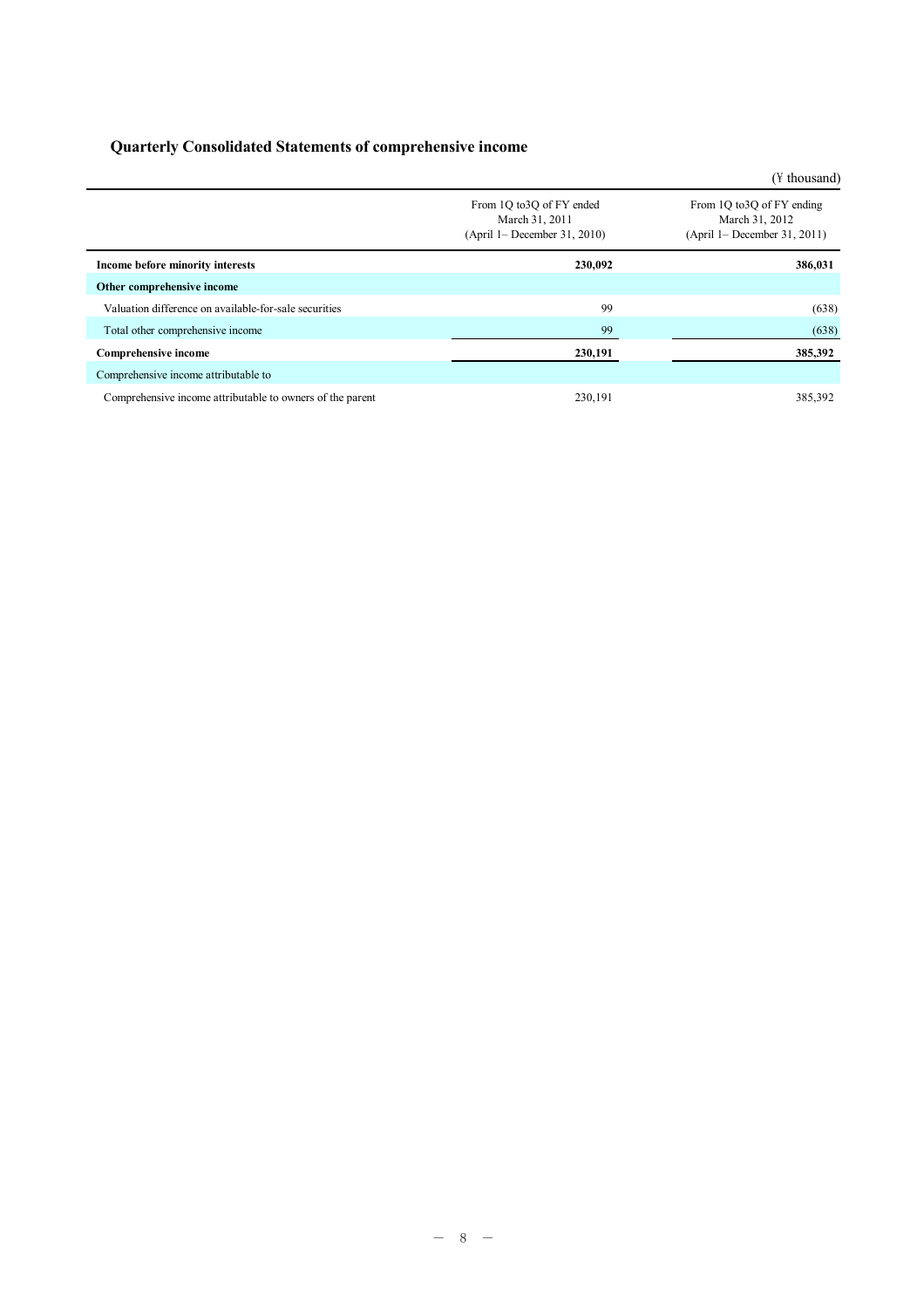## Quarterly Consolidated Statements of comprehensive income

(¥ thousand)

| | From 1Q to3Q of FY ended March 31, 2011 (April 1– December 31, 2010) | From 1Q to3Q of FY ending March 31, 2012 (April 1– December 31, 2011) |
|---|---|---|
| **Income before minority interests** | **230,092** | **386,031** |
| **Other comprehensive income** | | |
| Valuation difference on available-for-sale securities | 99 | (638) |
| Total other comprehensive income | 99 | (638) |
| **Comprehensive income** | **230,191** | **385,392** |
| Comprehensive income attributable to | | |
| Comprehensive income attributable to owners of the parent | 230,191 | 385,392 |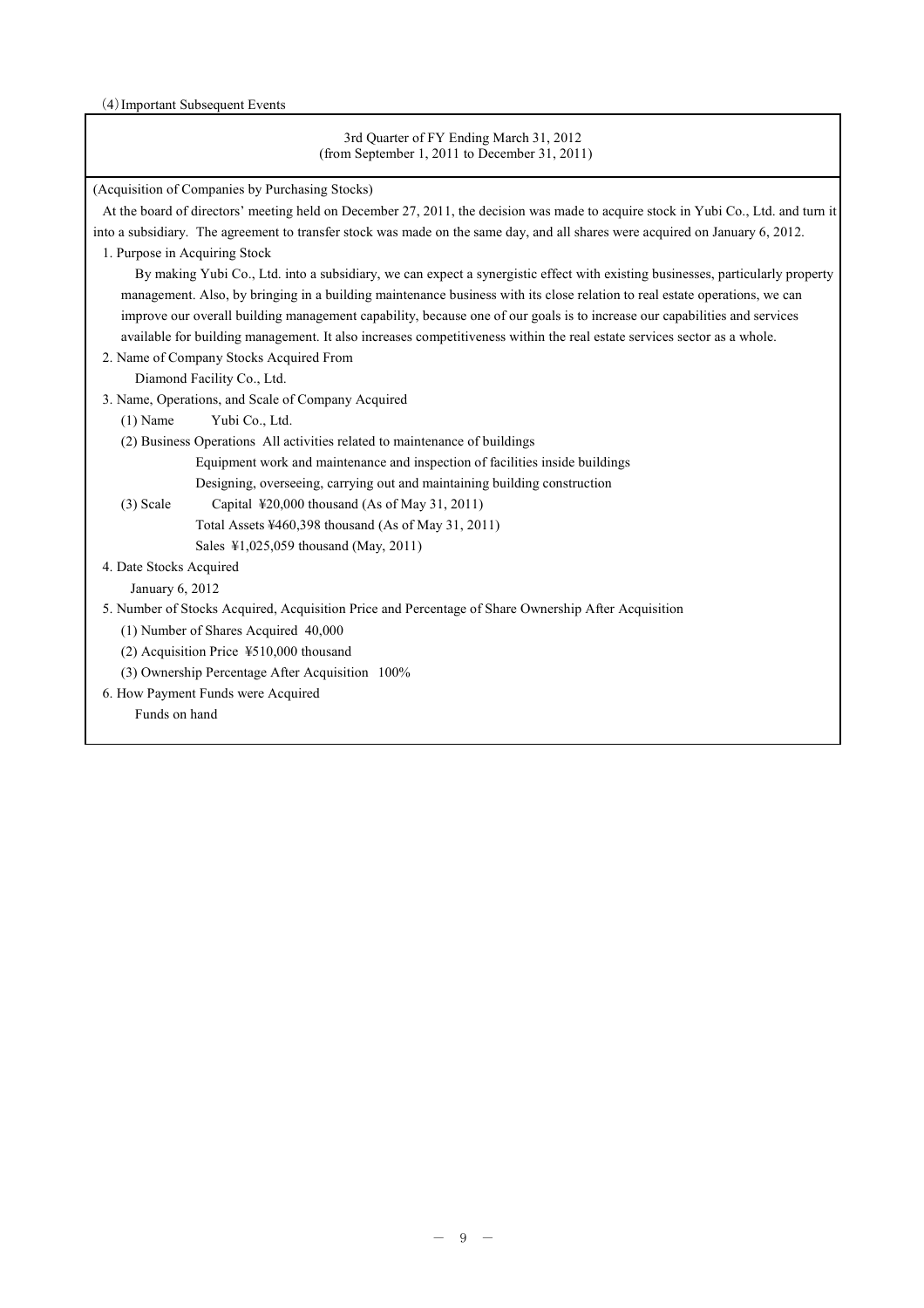(4) Important Subsequent Events

**3rd Quarter of FY Ending March 31, 2012**
**(from September 1, 2011 to December 31, 2011)**

(Acquisition of Companies by Purchasing Stocks)

At the board of directors' meeting held on December 27, 2011, the decision was made to acquire stock in Yubi Co., Ltd. and turn it into a subsidiary. The agreement to transfer stock was made on the same day, and all shares were acquired on January 6, 2012.

1. Purpose in Acquiring Stock

   By making Yubi Co., Ltd. into a subsidiary, we can expect a synergistic effect with existing businesses, particularly property management. Also, by bringing in a building maintenance business with its close relation to real estate operations, we can improve our overall building management capability, because one of our goals is to increase our capabilities and services available for building management. It also increases competitiveness within the real estate services sector as a whole.

2. Name of Company Stocks Acquired From

   Diamond Facility Co., Ltd.

3. Name, Operations, and Scale of Company Acquired

   (1) Name Yubi Co., Ltd.

   (2) Business Operations All activities related to maintenance of buildings
   Equipment work and maintenance and inspection of facilities inside buildings
   Designing, overseeing, carrying out and maintaining building construction

   (3) Scale Capital ¥20,000 thousand (As of May 31, 2011)
   Total Assets ¥460,398 thousand (As of May 31, 2011)
   Sales ¥1,025,059 thousand (May, 2011)

4. Date Stocks Acquired

   January 6, 2012

5. Number of Stocks Acquired, Acquisition Price and Percentage of Share Ownership After Acquisition

   (1) Number of Shares Acquired 40,000

   (2) Acquisition Price ¥510,000 thousand

   (3) Ownership Percentage After Acquisition 100%

6. How Payment Funds were Acquired

   Funds on hand